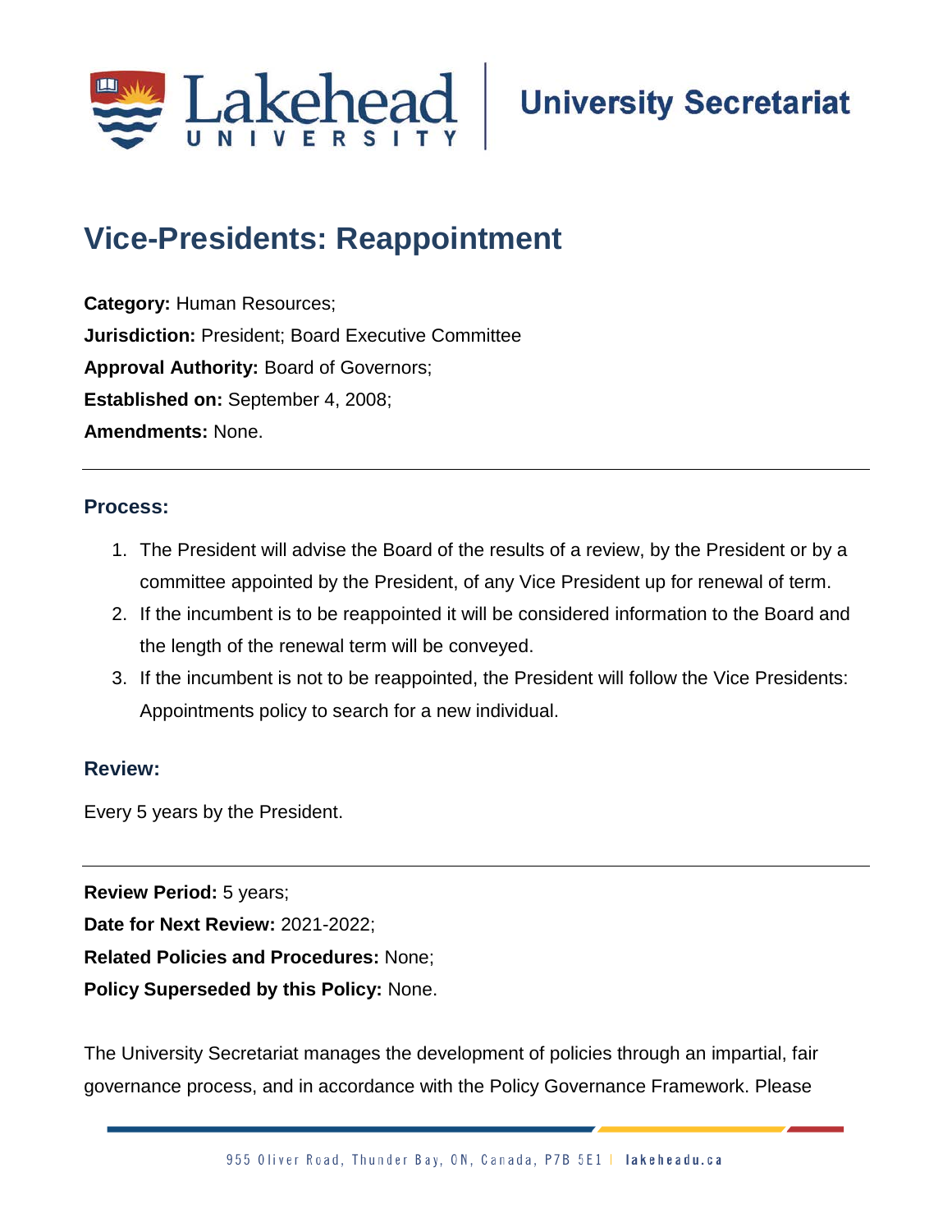# Vice-Presidents: Reappointment

**Category:** Human Resources;
**Jurisdiction:** President; Board Executive Committee
**Approval Authority:** Board of Governors;
**Established on:** September 4, 2008;
**Amendments:** None.

---

## Process:

1. The President will advise the Board of the results of a review, by the President or by a committee appointed by the President, of any Vice President up for renewal of term.
2. If the incumbent is to be reappointed it will be considered information to the Board and the length of the renewal term will be conveyed.
3. If the incumbent is not to be reappointed, the President will follow the Vice Presidents: Appointments policy to search for a new individual.

## Review:

Every 5 years by the President.

---

**Review Period:** 5 years;
**Date for Next Review:** 2021-2022;
**Related Policies and Procedures:** None;
**Policy Superseded by this Policy:** None.

The University Secretariat manages the development of policies through an impartial, fair governance process, and in accordance with the Policy Governance Framework. Please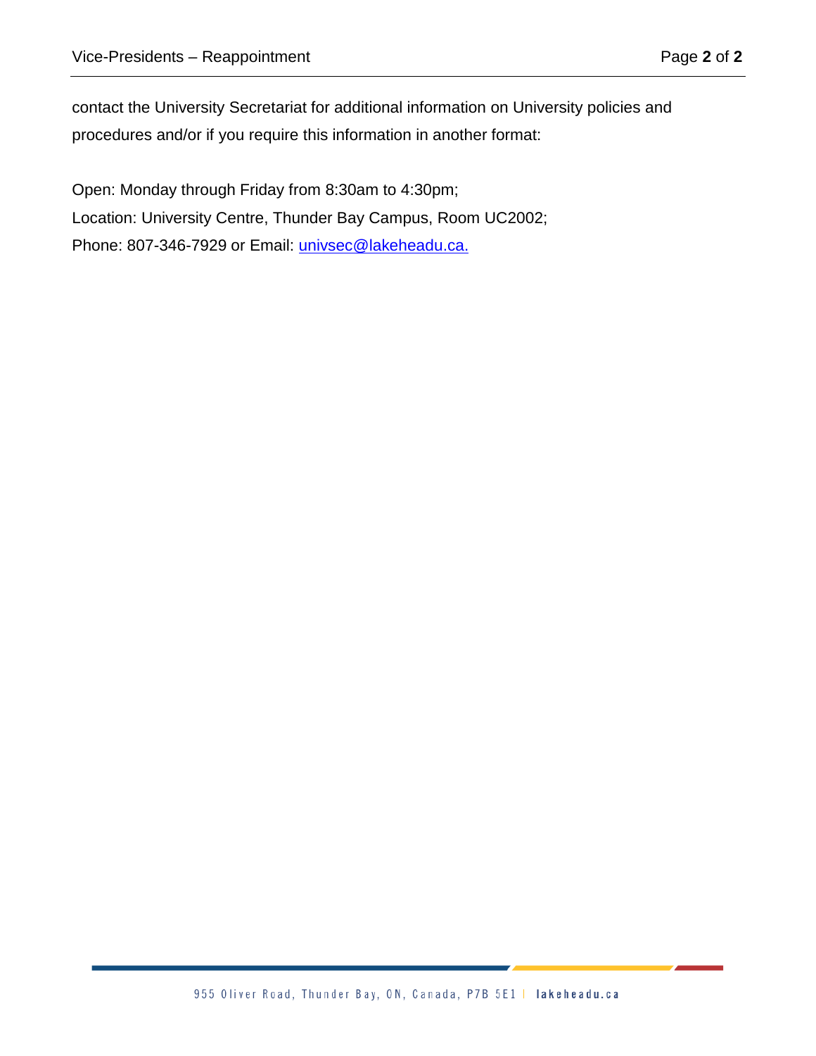contact the University Secretariat for additional information on University policies and procedures and/or if you require this information in another format:

Open: Monday through Friday from 8:30am to 4:30pm;
Location: University Centre, Thunder Bay Campus, Room UC2002;
Phone: 807-346-7929 or Email: univsec@lakeheadu.ca.